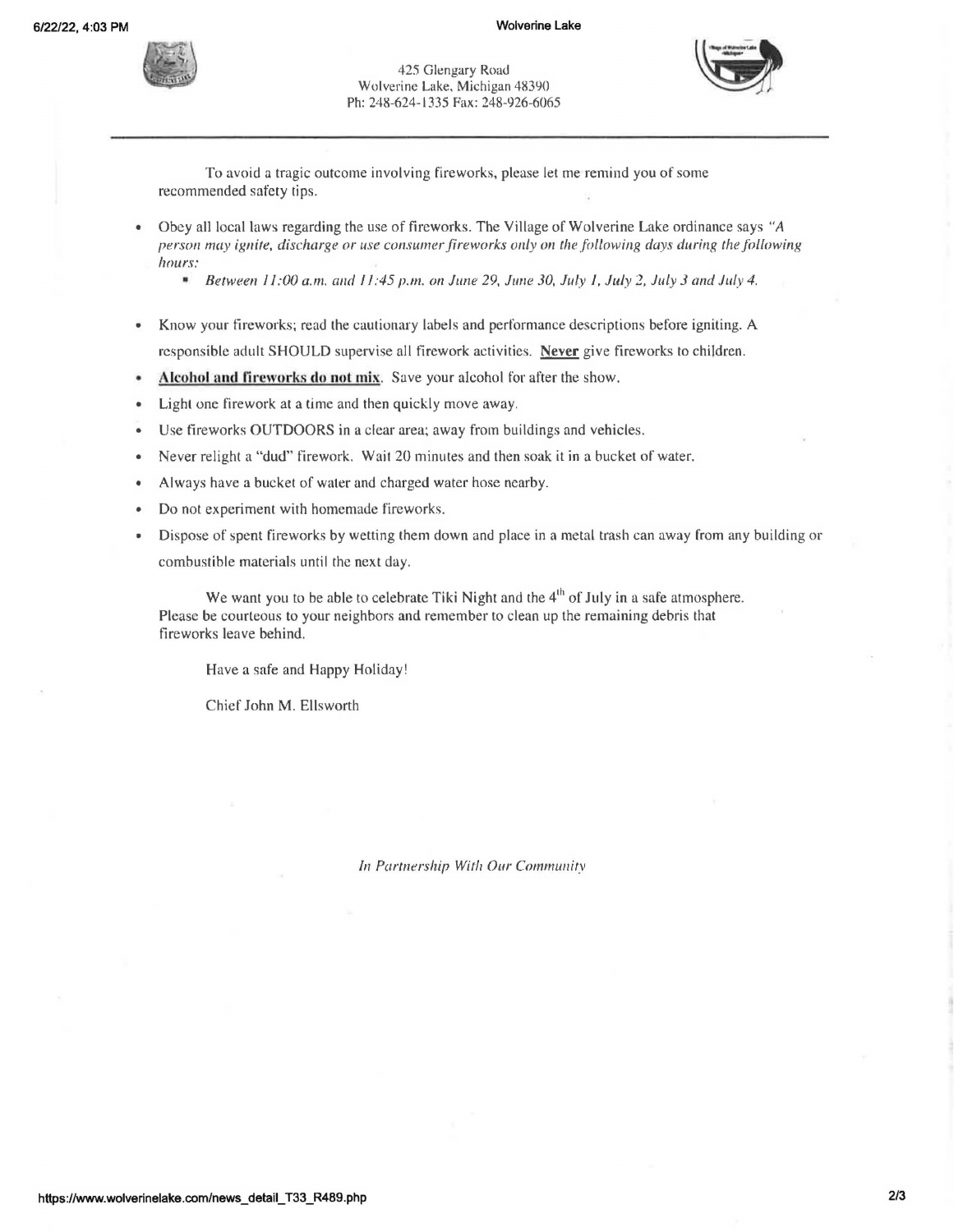425 Glengary Road
Wolverine Lake, Michigan 48390
Ph: 248-624-1335 Fax: 248-926-6065

---

To avoid a tragic outcome involving fireworks, please let me remind you of some recommended safety tips.

- Obey all local laws regarding the use of fireworks. The Village of Wolverine Lake ordinance says *"A person may ignite, discharge or use consumer fireworks only on the following days during the following hours:*
  - *Between 11:00 a.m. and 11:45 p.m. on June 29, June 30, July 1, July 2, July 3 and July 4.*
- Know your fireworks; read the cautionary labels and performance descriptions before igniting. A responsible adult SHOULD supervise all firework activities. **Never** give fireworks to children.
- **Alcohol and fireworks do not mix**. Save your alcohol for after the show.
- Light one firework at a time and then quickly move away.
- Use fireworks OUTDOORS in a clear area; away from buildings and vehicles.
- Never relight a "dud" firework. Wait 20 minutes and then soak it in a bucket of water.
- Always have a bucket of water and charged water hose nearby.
- Do not experiment with homemade fireworks.
- Dispose of spent fireworks by wetting them down and place in a metal trash can away from any building or combustible materials until the next day.

We want you to be able to celebrate Tiki Night and the 4th of July in a safe atmosphere. Please be courteous to your neighbors and remember to clean up the remaining debris that fireworks leave behind.

Have a safe and Happy Holiday!

Chief John M. Ellsworth

*In Partnership With Our Community*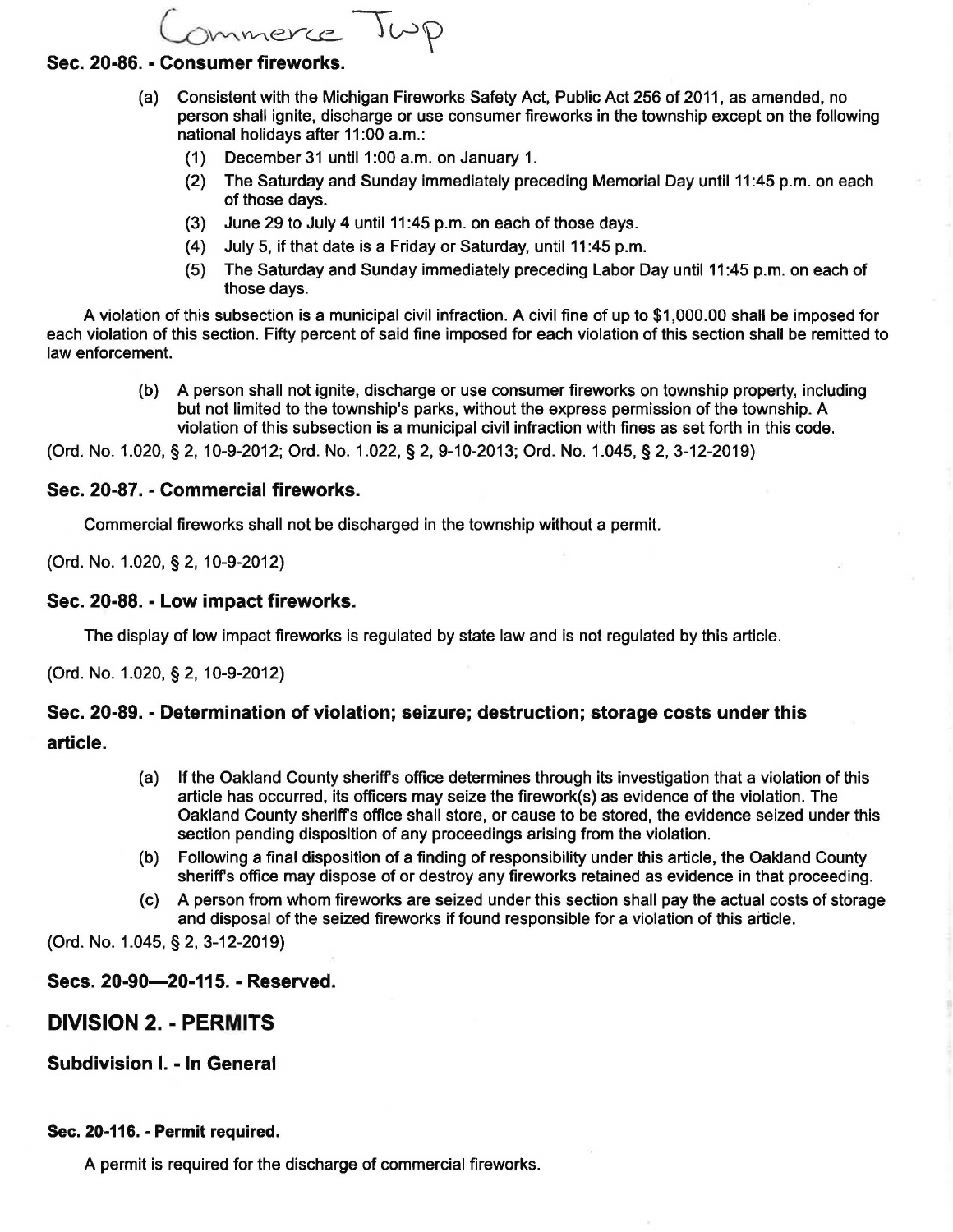Commerce Twp

### Sec. 20-86. - Consumer fireworks.

(a) Consistent with the Michigan Fireworks Safety Act, Public Act 256 of 2011, as amended, no person shall ignite, discharge or use consumer fireworks in the township except on the following national holidays after 11:00 a.m.:

(1) December 31 until 1:00 a.m. on January 1.

(2) The Saturday and Sunday immediately preceding Memorial Day until 11:45 p.m. on each of those days.

(3) June 29 to July 4 until 11:45 p.m. on each of those days.

(4) July 5, if that date is a Friday or Saturday, until 11:45 p.m.

(5) The Saturday and Sunday immediately preceding Labor Day until 11:45 p.m. on each of those days.

A violation of this subsection is a municipal civil infraction. A civil fine of up to $1,000.00 shall be imposed for each violation of this section. Fifty percent of said fine imposed for each violation of this section shall be remitted to law enforcement.

(b) A person shall not ignite, discharge or use consumer fireworks on township property, including but not limited to the township's parks, without the express permission of the township. A violation of this subsection is a municipal civil infraction with fines as set forth in this code.

(Ord. No. 1.020, § 2, 10-9-2012; Ord. No. 1.022, § 2, 9-10-2013; Ord. No. 1.045, § 2, 3-12-2019)

### Sec. 20-87. - Commercial fireworks.

Commercial fireworks shall not be discharged in the township without a permit.

(Ord. No. 1.020, § 2, 10-9-2012)

### Sec. 20-88. - Low impact fireworks.

The display of low impact fireworks is regulated by state law and is not regulated by this article.

(Ord. No. 1.020, § 2, 10-9-2012)

### Sec. 20-89. - Determination of violation; seizure; destruction; storage costs under this article.

(a) If the Oakland County sheriff's office determines through its investigation that a violation of this article has occurred, its officers may seize the firework(s) as evidence of the violation. The Oakland County sheriff's office shall store, or cause to be stored, the evidence seized under this section pending disposition of any proceedings arising from the violation.

(b) Following a final disposition of a finding of responsibility under this article, the Oakland County sheriff's office may dispose of or destroy any fireworks retained as evidence in that proceeding.

(c) A person from whom fireworks are seized under this section shall pay the actual costs of storage and disposal of the seized fireworks if found responsible for a violation of this article.

(Ord. No. 1.045, § 2, 3-12-2019)

### Secs. 20-90—20-115. - Reserved.

## DIVISION 2. - PERMITS

### Subdivision I. - In General

#### Sec. 20-116. - Permit required.

A permit is required for the discharge of commercial fireworks.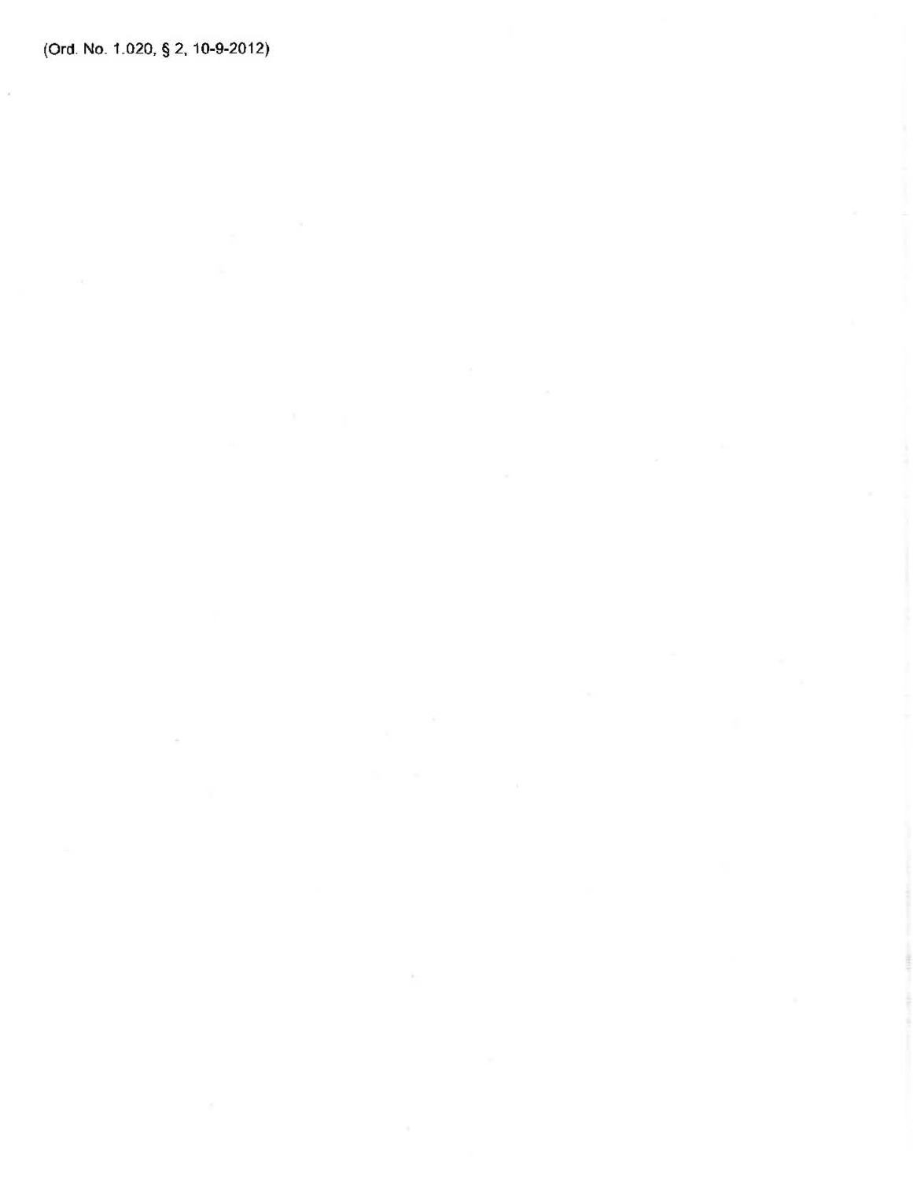(Ord. No. 1.020, § 2, 10-9-2012)